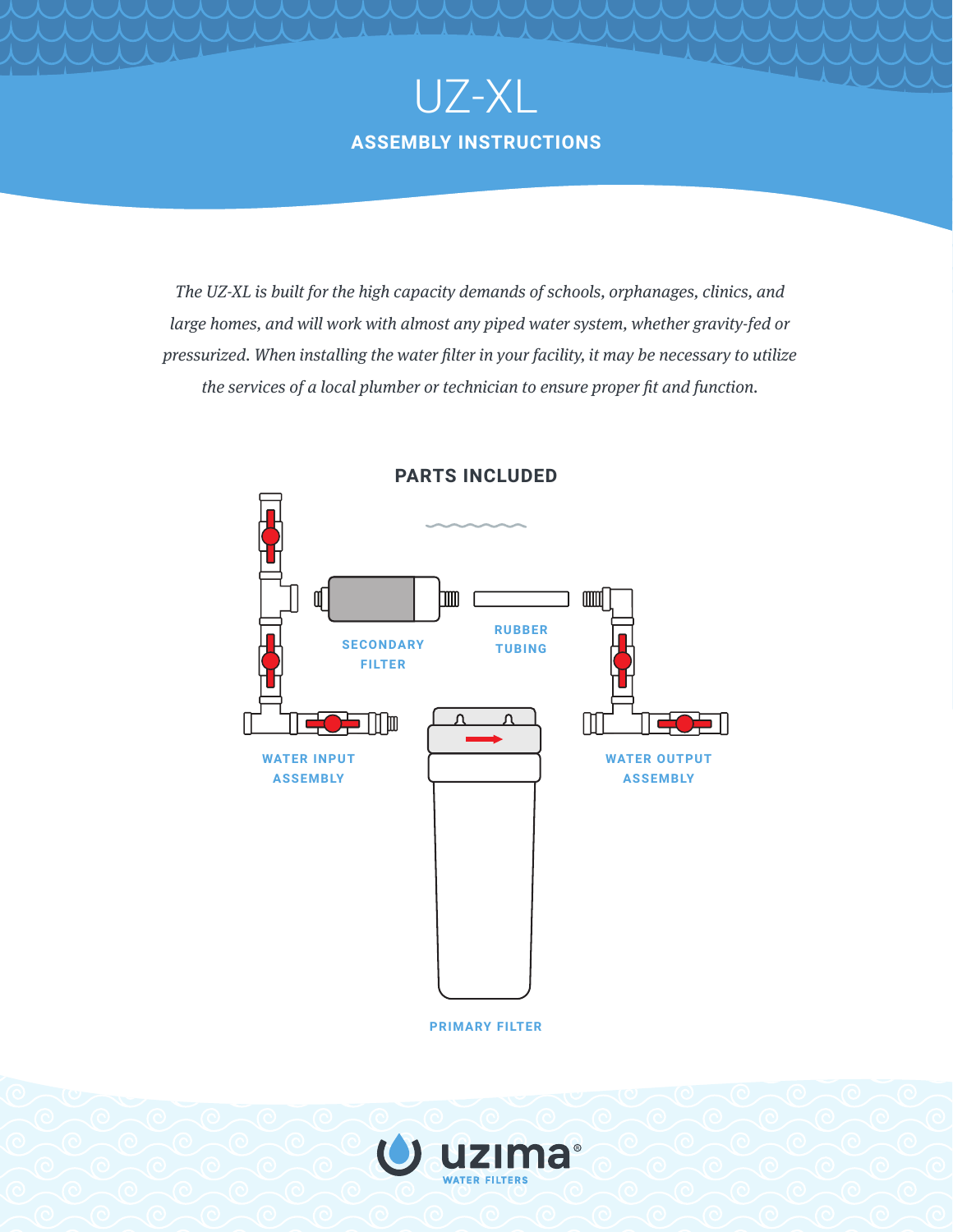# UZ-XL

## ASSEMBLY INSTRUCTIONS

*The UZ-XL is built for the high capacity demands of schools, orphanages, clinics, and large homes, and will work with almost any piped water system, whether gravity-fed or pressurized. When installing the water filter in your facility, it may be necessary to utilize the services of a local plumber or technician to ensure proper fit and function.*

### PARTS INCLUDED

- SECONDARY FILTER
- RUBBER TUBING
- WATER INPUT ASSEMBLY
- WATER OUTPUT ASSEMBLY
- PRIMARY FILTER

uzima® WATER FILTERS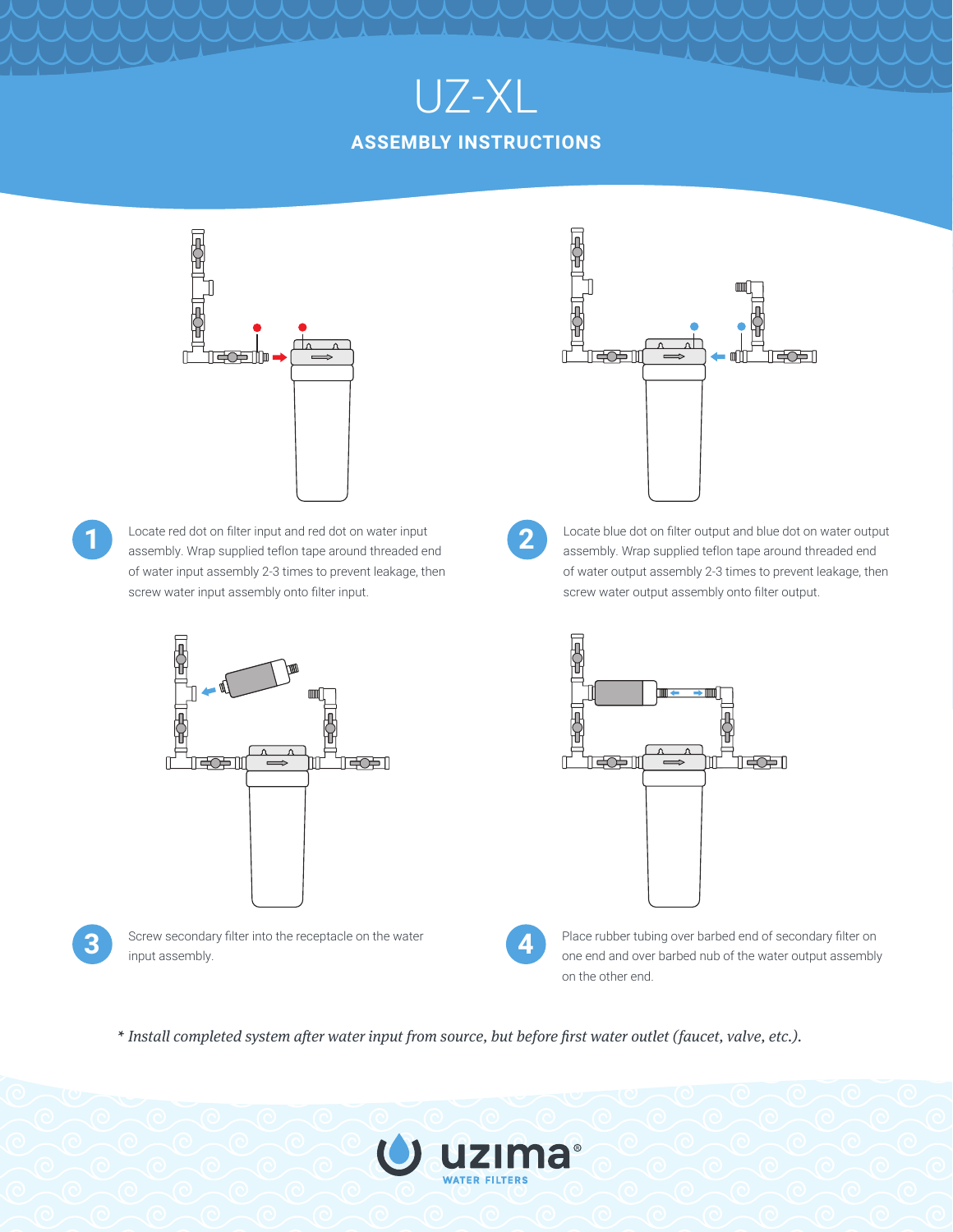# UZ-XL

## ASSEMBLY INSTRUCTIONS

1. Locate red dot on filter input and red dot on water input assembly. Wrap supplied teflon tape around threaded end of water input assembly 2-3 times to prevent leakage, then screw water input assembly onto filter input.

2. Locate blue dot on filter output and blue dot on water output assembly. Wrap supplied teflon tape around threaded end of water output assembly 2-3 times to prevent leakage, then screw water output assembly onto filter output.

3. Screw secondary filter into the receptacle on the water input assembly.

4. Place rubber tubing over barbed end of secondary filter on one end and over barbed nub of the water output assembly on the other end.

*\* Install completed system after water input from source, but before first water outlet (faucet, valve, etc.).*

uzima®
WATER FILTERS